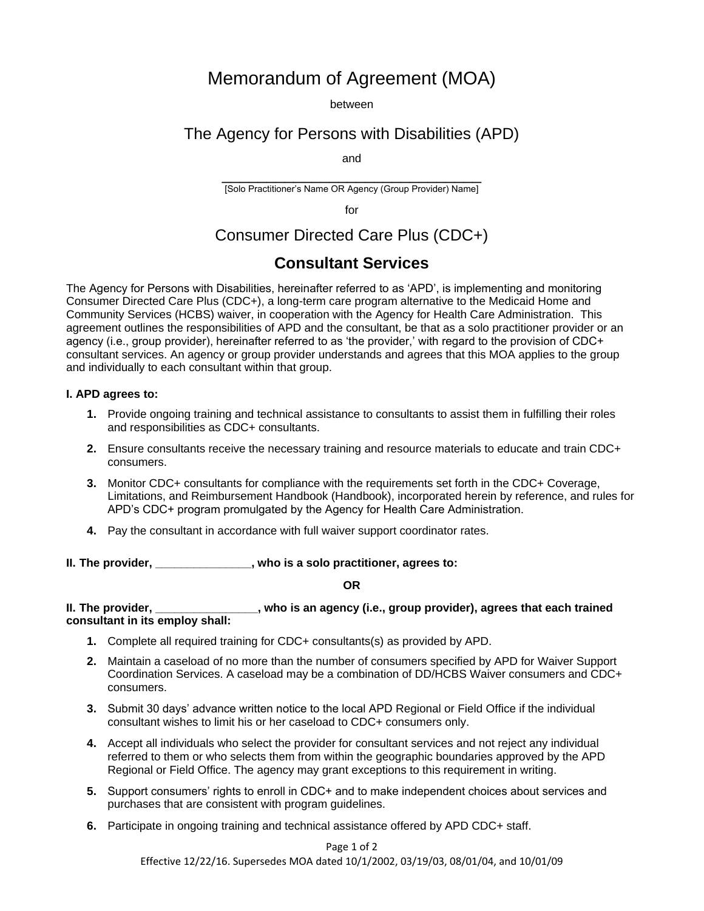# Memorandum of Agreement (MOA)

between

## The Agency for Persons with Disabilities (APD)

and

________________________________________

[Solo Practitioner's Name OR Agency (Group Provider) Name]

for

## Consumer Directed Care Plus (CDC+)

## **Consultant Services**

The Agency for Persons with Disabilities, hereinafter referred to as 'APD', is implementing and monitoring Consumer Directed Care Plus (CDC+), a long-term care program alternative to the Medicaid Home and Community Services (HCBS) waiver, in cooperation with the Agency for Health Care Administration. This agreement outlines the responsibilities of APD and the consultant, be that as a solo practitioner provider or an agency (i.e., group provider), hereinafter referred to as 'the provider,' with regard to the provision of CDC+ consultant services. An agency or group provider understands and agrees that this MOA applies to the group and individually to each consultant within that group.

**I. APD agrees to:**

1. Provide ongoing training and technical assistance to consultants to assist them in fulfilling their roles and responsibilities as CDC+ consultants.
2. Ensure consultants receive the necessary training and resource materials to educate and train CDC+ consumers.
3. Monitor CDC+ consultants for compliance with the requirements set forth in the CDC+ Coverage, Limitations, and Reimbursement Handbook (Handbook), incorporated herein by reference, and rules for APD's CDC+ program promulgated by the Agency for Health Care Administration.
4. Pay the consultant in accordance with full waiver support coordinator rates.

**II. The provider, _______________, who is a solo practitioner, agrees to:**

**OR**

**II. The provider, ________________, who is an agency (i.e., group provider), agrees that each trained consultant in its employ shall:**

1. Complete all required training for CDC+ consultants(s) as provided by APD.
2. Maintain a caseload of no more than the number of consumers specified by APD for Waiver Support Coordination Services. A caseload may be a combination of DD/HCBS Waiver consumers and CDC+ consumers.
3. Submit 30 days' advance written notice to the local APD Regional or Field Office if the individual consultant wishes to limit his or her caseload to CDC+ consumers only.
4. Accept all individuals who select the provider for consultant services and not reject any individual referred to them or who selects them from within the geographic boundaries approved by the APD Regional or Field Office. The agency may grant exceptions to this requirement in writing.
5. Support consumers' rights to enroll in CDC+ and to make independent choices about services and purchases that are consistent with program guidelines.
6. Participate in ongoing training and technical assistance offered by APD CDC+ staff.

Effective 12/22/16. Supersedes MOA dated 10/1/2002, 03/19/03, 08/01/04, and 10/01/09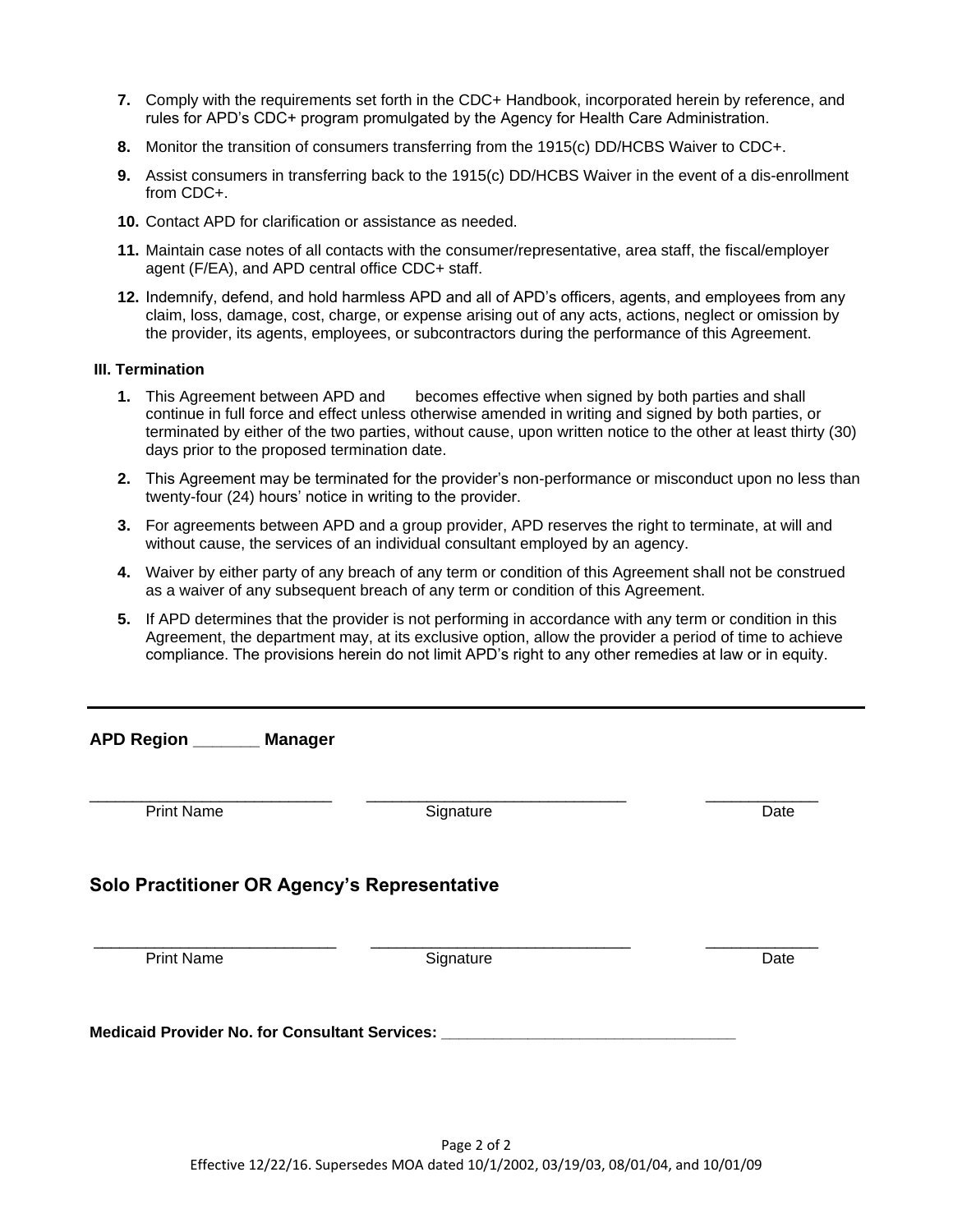7. Comply with the requirements set forth in the CDC+ Handbook, incorporated herein by reference, and rules for APD's CDC+ program promulgated by the Agency for Health Care Administration.
8. Monitor the transition of consumers transferring from the 1915(c) DD/HCBS Waiver to CDC+.
9. Assist consumers in transferring back to the 1915(c) DD/HCBS Waiver in the event of a dis-enrollment from CDC+.
10. Contact APD for clarification or assistance as needed.
11. Maintain case notes of all contacts with the consumer/representative, area staff, the fiscal/employer agent (F/EA), and APD central office CDC+ staff.
12. Indemnify, defend, and hold harmless APD and all of APD's officers, agents, and employees from any claim, loss, damage, cost, charge, or expense arising out of any acts, actions, neglect or omission by the provider, its agents, employees, or subcontractors during the performance of this Agreement.

**III. Termination**

1. This Agreement between APD and       becomes effective when signed by both parties and shall continue in full force and effect unless otherwise amended in writing and signed by both parties, or terminated by either of the two parties, without cause, upon written notice to the other at least thirty (30) days prior to the proposed termination date.
2. This Agreement may be terminated for the provider's non-performance or misconduct upon no less than twenty-four (24) hours' notice in writing to the provider.
3. For agreements between APD and a group provider, APD reserves the right to terminate, at will and without cause, the services of an individual consultant employed by an agency.
4. Waiver by either party of any breach of any term or condition of this Agreement shall not be construed as a waiver of any subsequent breach of any term or condition of this Agreement.
5. If APD determines that the provider is not performing in accordance with any term or condition in this Agreement, the department may, at its exclusive option, allow the provider a period of time to achieve compliance. The provisions herein do not limit APD's right to any other remedies at law or in equity.

---

**APD Region _______ Manager**

___________________________ ______________________________ ____________
Print Name Signature Date

**Solo Practitioner OR Agency's Representative**

___________________________ ______________________________ ____________
Print Name Signature Date

**Medicaid Provider No. for Consultant Services: _________________________________**

Effective 12/22/16. Supersedes MOA dated 10/1/2002, 03/19/03, 08/01/04, and 10/01/09